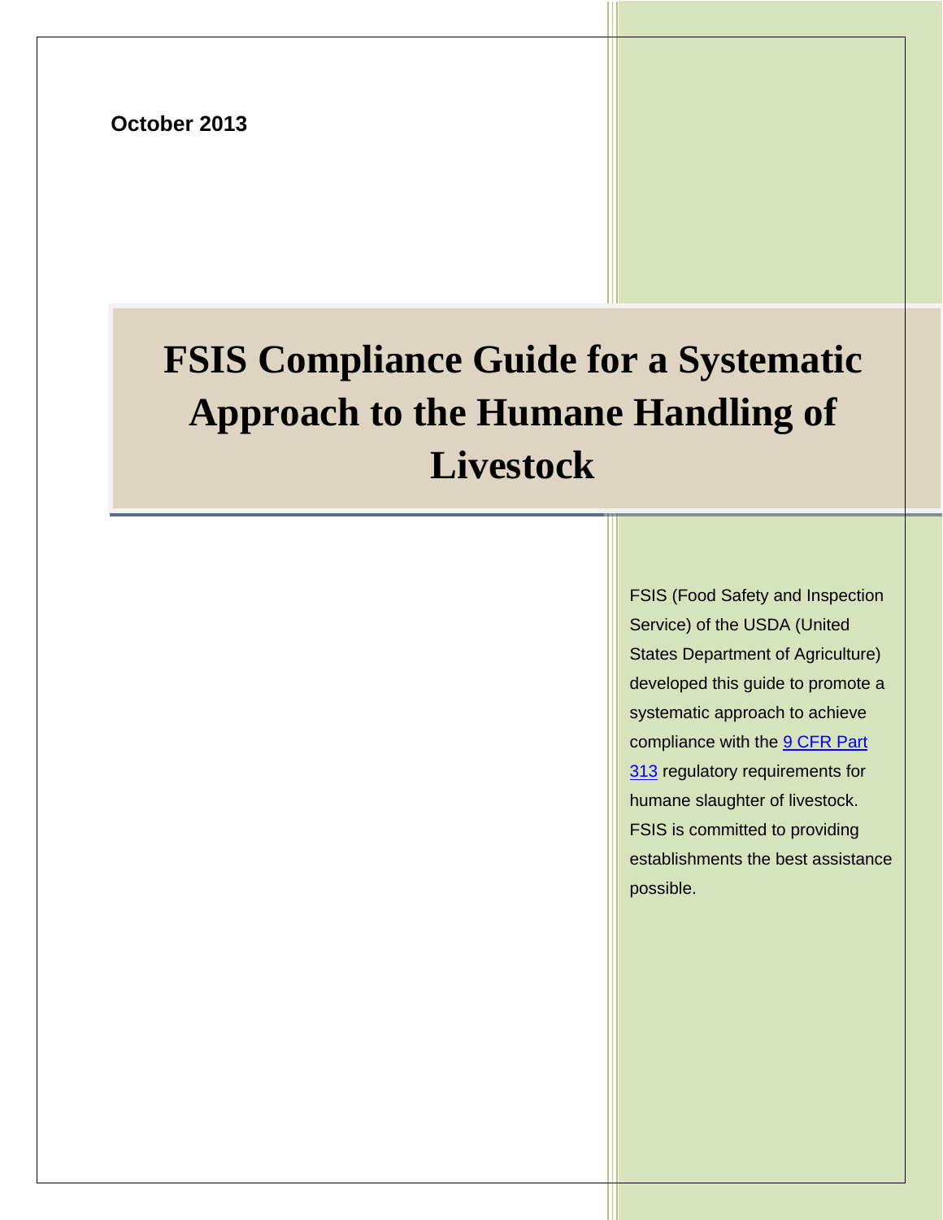**October 2013**

# FSIS Compliance Guide for a Systematic Approach to the Humane Handling of Livestock

FSIS (Food Safety and Inspection Service) of the USDA (United States Department of Agriculture) developed this guide to promote a systematic approach to achieve compliance with the [9 CFR Part 313] regulatory requirements for humane slaughter of livestock. FSIS is committed to providing establishments the best assistance possible.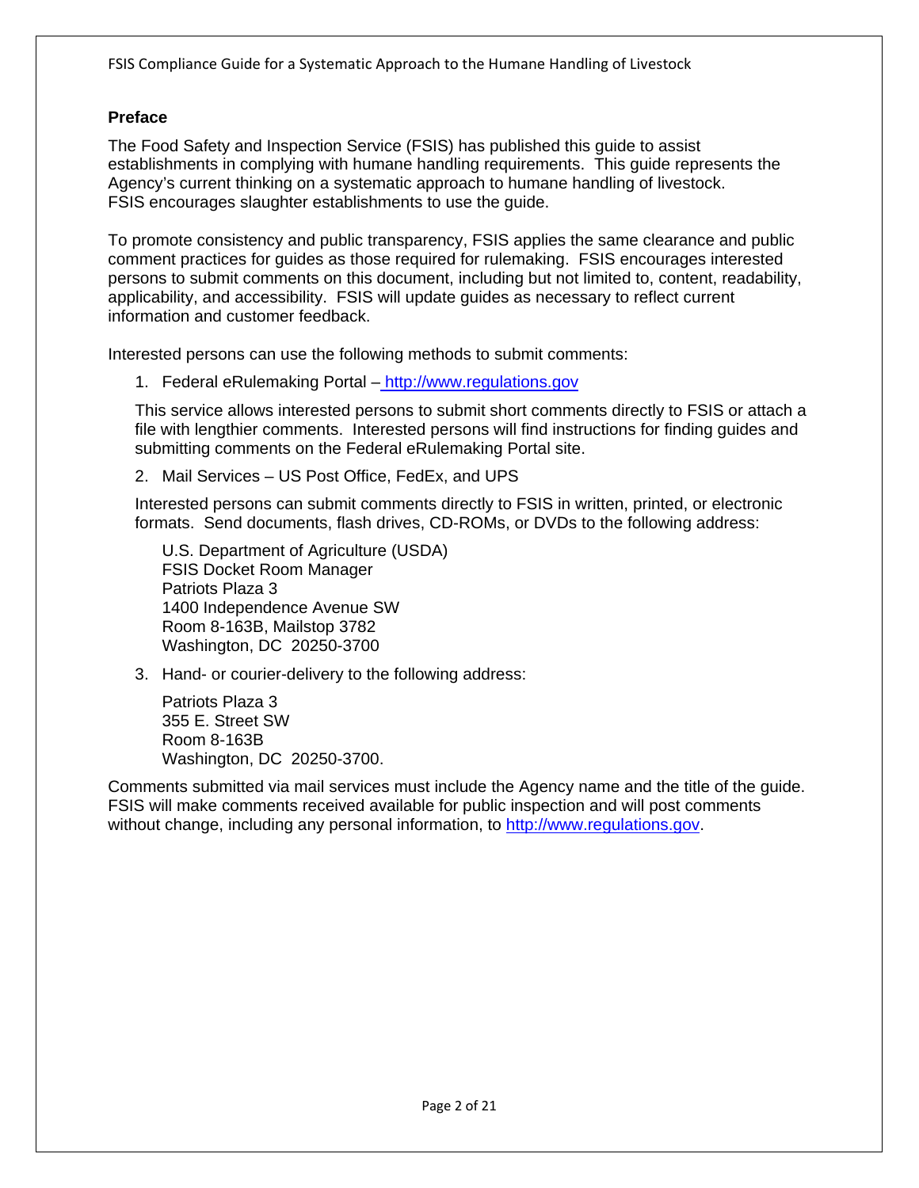## Preface

The Food Safety and Inspection Service (FSIS) has published this guide to assist establishments in complying with humane handling requirements. This guide represents the Agency's current thinking on a systematic approach to humane handling of livestock. FSIS encourages slaughter establishments to use the guide.

To promote consistency and public transparency, FSIS applies the same clearance and public comment practices for guides as those required for rulemaking. FSIS encourages interested persons to submit comments on this document, including but not limited to, content, readability, applicability, and accessibility. FSIS will update guides as necessary to reflect current information and customer feedback.

Interested persons can use the following methods to submit comments:

1. Federal eRulemaking Portal – http://www.regulations.gov

   This service allows interested persons to submit short comments directly to FSIS or attach a file with lengthier comments. Interested persons will find instructions for finding guides and submitting comments on the Federal eRulemaking Portal site.

2. Mail Services – US Post Office, FedEx, and UPS

   Interested persons can submit comments directly to FSIS in written, printed, or electronic formats. Send documents, flash drives, CD-ROMs, or DVDs to the following address:

   U.S. Department of Agriculture (USDA)
   FSIS Docket Room Manager
   Patriots Plaza 3
   1400 Independence Avenue SW
   Room 8-163B, Mailstop 3782
   Washington, DC 20250-3700

3. Hand- or courier-delivery to the following address:

   Patriots Plaza 3
   355 E. Street SW
   Room 8-163B
   Washington, DC 20250-3700.

Comments submitted via mail services must include the Agency name and the title of the guide. FSIS will make comments received available for public inspection and will post comments without change, including any personal information, to http://www.regulations.gov.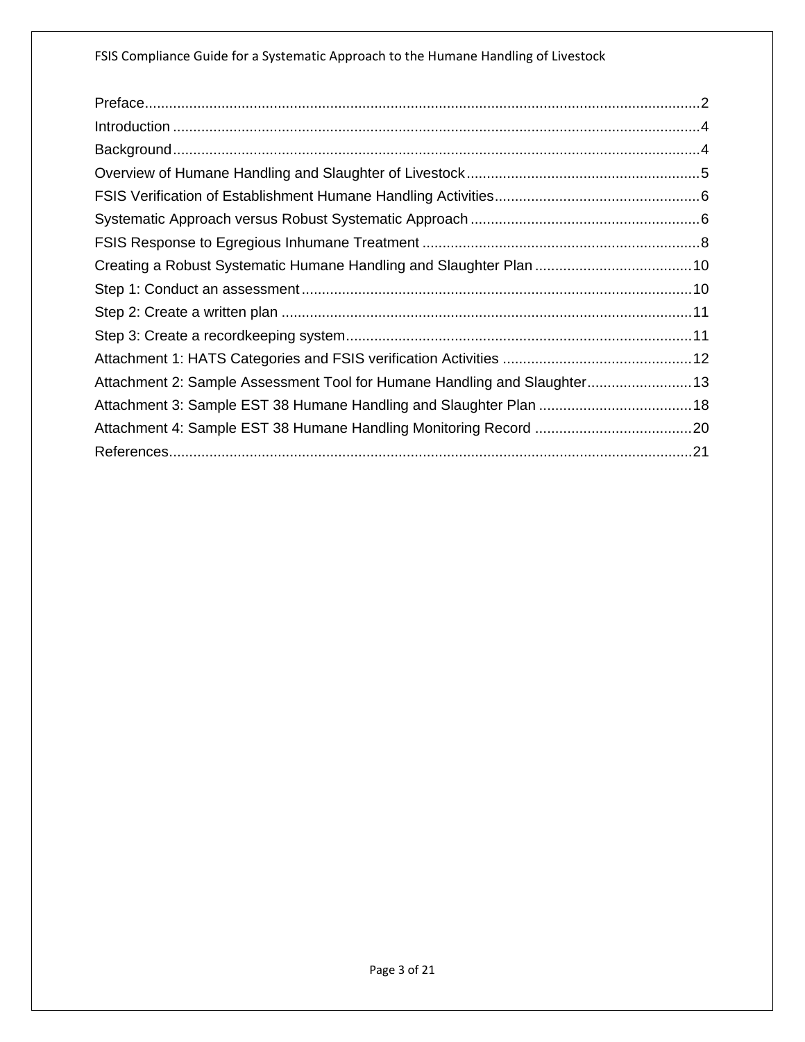Preface........................................................................................................................2
Introduction ..................................................................................................................4
Background..................................................................................................................4
Overview of Humane Handling and Slaughter of Livestock ..........................................................5
FSIS Verification of Establishment Humane Handling Activities...................................................6
Systematic Approach versus Robust Systematic Approach .........................................................6
FSIS Response to Egregious Inhumane Treatment ....................................................................8
Creating a Robust Systematic Humane Handling and Slaughter Plan .......................................10
Step 1: Conduct an assessment ................................................................................................10
Step 2: Create a written plan .....................................................................................................11
Step 3: Create a recordkeeping system.....................................................................................11
Attachment 1: HATS Categories and FSIS verification Activities ...............................................12
Attachment 2: Sample Assessment Tool for Humane Handling and Slaughter..........................13
Attachment 3: Sample EST 38 Humane Handling and Slaughter Plan ......................................18
Attachment 4: Sample EST 38 Humane Handling Monitoring Record .......................................20
References.................................................................................................................................21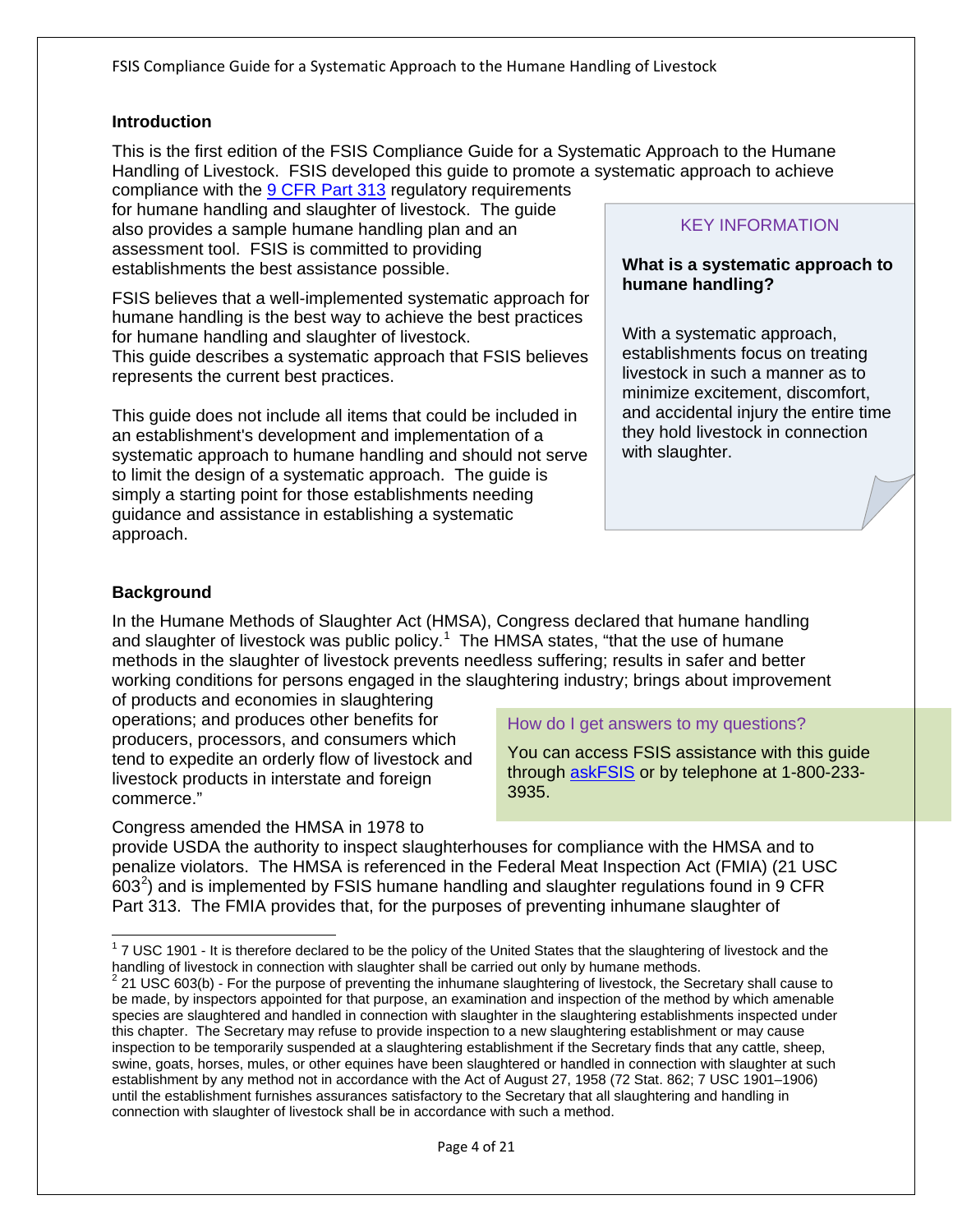## Introduction

This is the first edition of the FSIS Compliance Guide for a Systematic Approach to the Humane Handling of Livestock. FSIS developed this guide to promote a systematic approach to achieve compliance with the 9 CFR Part 313 regulatory requirements for humane handling and slaughter of livestock. The guide also provides a sample humane handling plan and an assessment tool. FSIS is committed to providing establishments the best assistance possible.

FSIS believes that a well-implemented systematic approach for humane handling is the best way to achieve the best practices for humane handling and slaughter of livestock. This guide describes a systematic approach that FSIS believes represents the current best practices.

This guide does not include all items that could be included in an establishment's development and implementation of a systematic approach to humane handling and should not serve to limit the design of a systematic approach. The guide is simply a starting point for those establishments needing guidance and assistance in establishing a systematic approach.

> KEY INFORMATION
>
> **What is a systematic approach to humane handling?**
>
> With a systematic approach, establishments focus on treating livestock in such a manner as to minimize excitement, discomfort, and accidental injury the entire time they hold livestock in connection with slaughter.

## Background

In the Humane Methods of Slaughter Act (HMSA), Congress declared that humane handling and slaughter of livestock was public policy.[1] The HMSA states, "that the use of humane methods in the slaughter of livestock prevents needless suffering; results in safer and better working conditions for persons engaged in the slaughtering industry; brings about improvement of products and economies in slaughtering operations; and produces other benefits for producers, processors, and consumers which tend to expedite an orderly flow of livestock and livestock products in interstate and foreign commerce."

> How do I get answers to my questions?
>
> You can access FSIS assistance with this guide through askFSIS or by telephone at 1-800-233-3935.

Congress amended the HMSA in 1978 to provide USDA the authority to inspect slaughterhouses for compliance with the HMSA and to penalize violators. The HMSA is referenced in the Federal Meat Inspection Act (FMIA) (21 USC 603[2]) and is implemented by FSIS humane handling and slaughter regulations found in 9 CFR Part 313. The FMIA provides that, for the purposes of preventing inhumane slaughter of

---

[1] 7 USC 1901 - It is therefore declared to be the policy of the United States that the slaughtering of livestock and the handling of livestock in connection with slaughter shall be carried out only by humane methods.

[2] 21 USC 603(b) - For the purpose of preventing the inhumane slaughtering of livestock, the Secretary shall cause to be made, by inspectors appointed for that purpose, an examination and inspection of the method by which amenable species are slaughtered and handled in connection with slaughter in the slaughtering establishments inspected under this chapter. The Secretary may refuse to provide inspection to a new slaughtering establishment or may cause inspection to be temporarily suspended at a slaughtering establishment if the Secretary finds that any cattle, sheep, swine, goats, horses, mules, or other equines have been slaughtered or handled in connection with slaughter at such establishment by any method not in accordance with the Act of August 27, 1958 (72 Stat. 862; 7 USC 1901–1906) until the establishment furnishes assurances satisfactory to the Secretary that all slaughtering and handling in connection with slaughter of livestock shall be in accordance with such a method.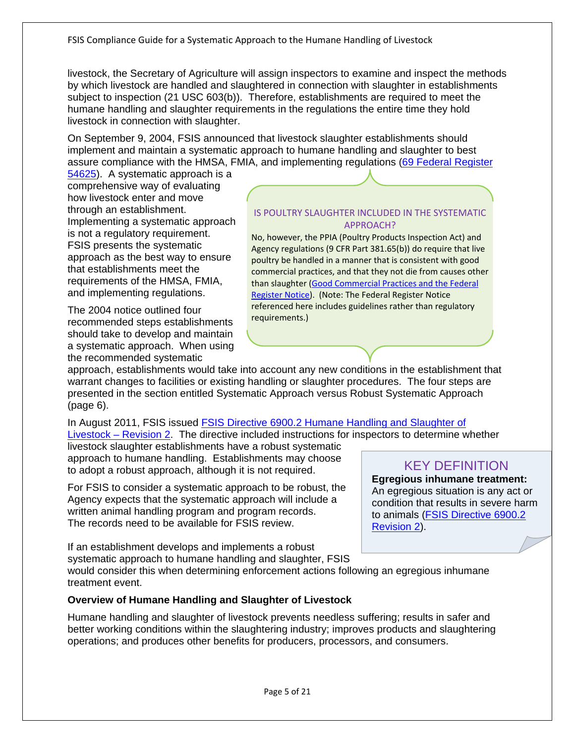livestock, the Secretary of Agriculture will assign inspectors to examine and inspect the methods by which livestock are handled and slaughtered in connection with slaughter in establishments subject to inspection (21 USC 603(b)). Therefore, establishments are required to meet the humane handling and slaughter requirements in the regulations the entire time they hold livestock in connection with slaughter.

On September 9, 2004, FSIS announced that livestock slaughter establishments should implement and maintain a systematic approach to humane handling and slaughter to best assure compliance with the HMSA, FMIA, and implementing regulations (69 Federal Register 54625). A systematic approach is a comprehensive way of evaluating how livestock enter and move through an establishment. Implementing a systematic approach is not a regulatory requirement. FSIS presents the systematic approach as the best way to ensure that establishments meet the requirements of the HMSA, FMIA, and implementing regulations.

> **IS POULTRY SLAUGHTER INCLUDED IN THE SYSTEMATIC APPROACH?**
>
> No, however, the PPIA (Poultry Products Inspection Act) and Agency regulations (9 CFR Part 381.65(b)) do require that live poultry be handled in a manner that is consistent with good commercial practices, and that they not die from causes other than slaughter (Good Commercial Practices and the Federal Register Notice). (Note: The Federal Register Notice referenced here includes guidelines rather than regulatory requirements.)

The 2004 notice outlined four recommended steps establishments should take to develop and maintain a systematic approach. When using the recommended systematic approach, establishments would take into account any new conditions in the establishment that warrant changes to facilities or existing handling or slaughter procedures. The four steps are presented in the section entitled Systematic Approach versus Robust Systematic Approach (page 6).

In August 2011, FSIS issued FSIS Directive 6900.2 Humane Handling and Slaughter of Livestock – Revision 2. The directive included instructions for inspectors to determine whether livestock slaughter establishments have a robust systematic approach to humane handling. Establishments may choose to adopt a robust approach, although it is not required.

For FSIS to consider a systematic approach to be robust, the Agency expects that the systematic approach will include a written animal handling program and program records. The records need to be available for FSIS review.

> **KEY DEFINITION**
>
> **Egregious inhumane treatment:** An egregious situation is any act or condition that results in severe harm to animals (FSIS Directive 6900.2 Revision 2).

If an establishment develops and implements a robust systematic approach to humane handling and slaughter, FSIS would consider this when determining enforcement actions following an egregious inhumane treatment event.

**Overview of Humane Handling and Slaughter of Livestock**

Humane handling and slaughter of livestock prevents needless suffering; results in safer and better working conditions within the slaughtering industry; improves products and slaughtering operations; and produces other benefits for producers, processors, and consumers.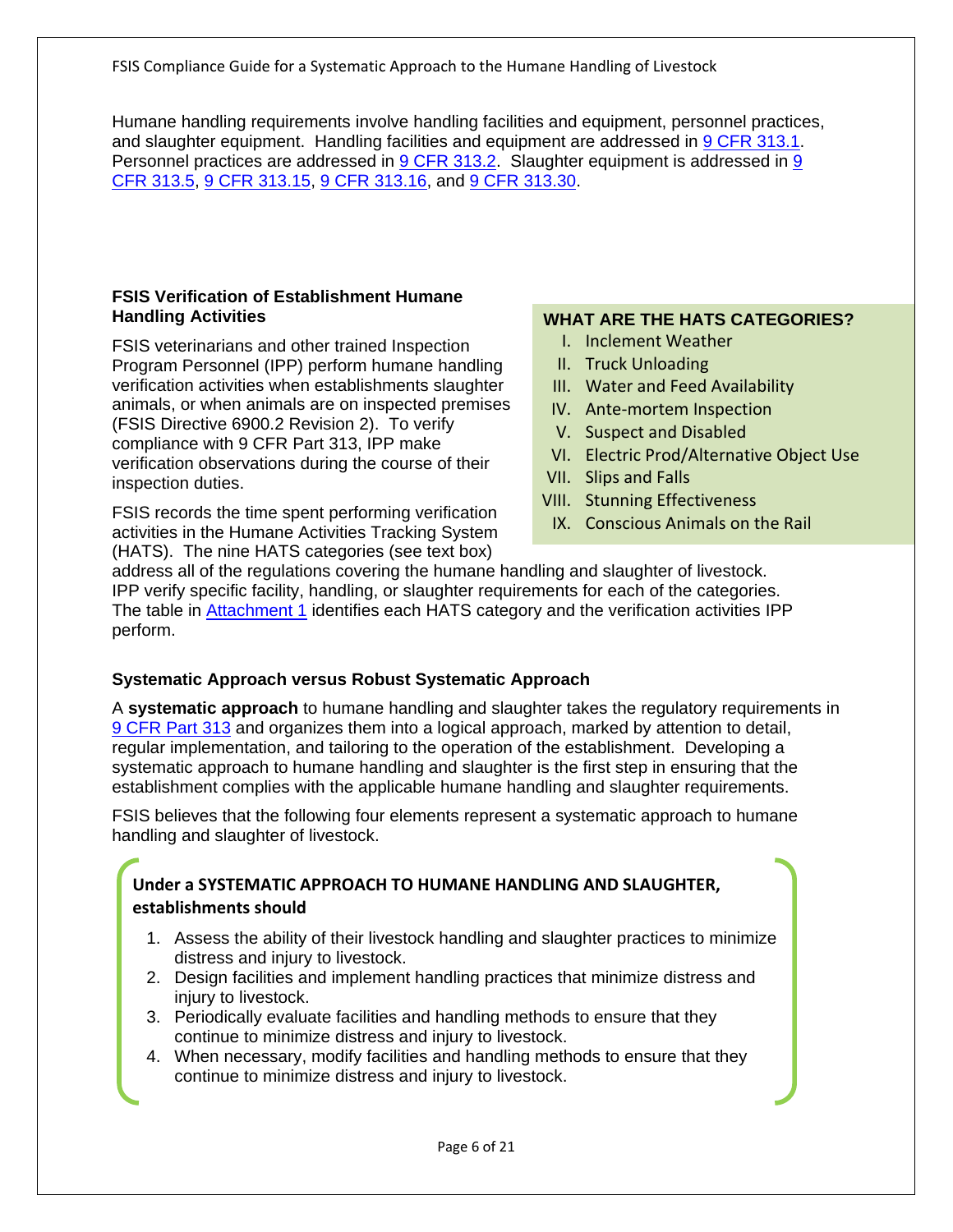Humane handling requirements involve handling facilities and equipment, personnel practices, and slaughter equipment. Handling facilities and equipment are addressed in [9 CFR 313.1](). Personnel practices are addressed in [9 CFR 313.2](). Slaughter equipment is addressed in [9 CFR 313.5](), [9 CFR 313.15](), [9 CFR 313.16](), and [9 CFR 313.30]().

### FSIS Verification of Establishment Humane Handling Activities

FSIS veterinarians and other trained Inspection Program Personnel (IPP) perform humane handling verification activities when establishments slaughter animals, or when animals are on inspected premises (FSIS Directive 6900.2 Revision 2). To verify compliance with 9 CFR Part 313, IPP make verification observations during the course of their inspection duties.

FSIS records the time spent performing verification activities in the Humane Activities Tracking System (HATS). The nine HATS categories (see text box) address all of the regulations covering the humane handling and slaughter of livestock. IPP verify specific facility, handling, or slaughter requirements for each of the categories. The table in [Attachment 1]() identifies each HATS category and the verification activities IPP perform.

> **WHAT ARE THE HATS CATEGORIES?**
>
> I. Inclement Weather
> II. Truck Unloading
> III. Water and Feed Availability
> IV. Ante-mortem Inspection
> V. Suspect and Disabled
> VI. Electric Prod/Alternative Object Use
> VII. Slips and Falls
> VIII. Stunning Effectiveness
> IX. Conscious Animals on the Rail

### Systematic Approach versus Robust Systematic Approach

A **systematic approach** to humane handling and slaughter takes the regulatory requirements in [9 CFR Part 313]() and organizes them into a logical approach, marked by attention to detail, regular implementation, and tailoring to the operation of the establishment. Developing a systematic approach to humane handling and slaughter is the first step in ensuring that the establishment complies with the applicable humane handling and slaughter requirements.

FSIS believes that the following four elements represent a systematic approach to humane handling and slaughter of livestock.

> **Under a SYSTEMATIC APPROACH TO HUMANE HANDLING AND SLAUGHTER, establishments should**
>
> 1. Assess the ability of their livestock handling and slaughter practices to minimize distress and injury to livestock.
> 2. Design facilities and implement handling practices that minimize distress and injury to livestock.
> 3. Periodically evaluate facilities and handling methods to ensure that they continue to minimize distress and injury to livestock.
> 4. When necessary, modify facilities and handling methods to ensure that they continue to minimize distress and injury to livestock.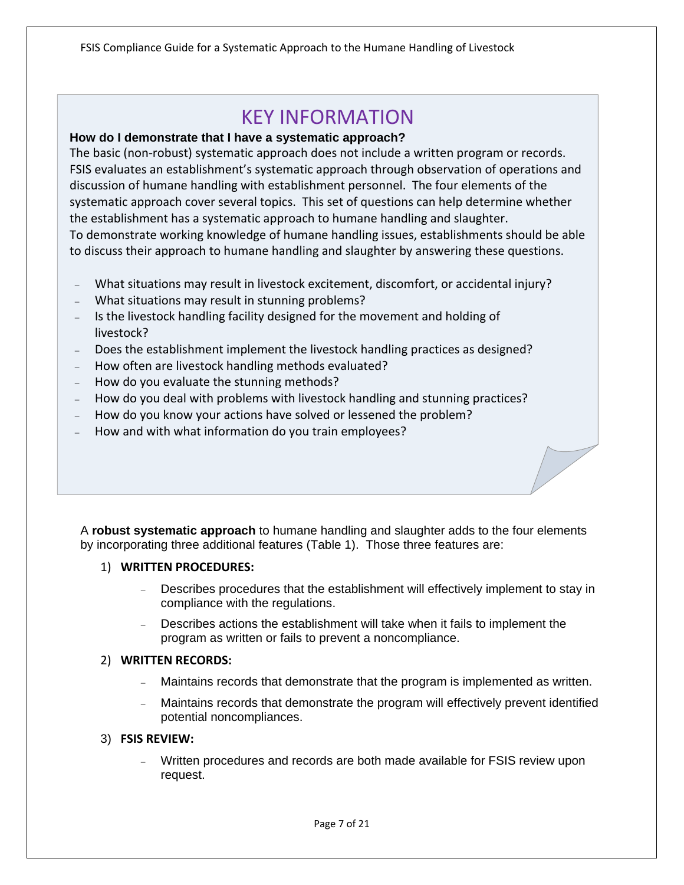## KEY INFORMATION

**How do I demonstrate that I have a systematic approach?**

The basic (non-robust) systematic approach does not include a written program or records. FSIS evaluates an establishment's systematic approach through observation of operations and discussion of humane handling with establishment personnel. The four elements of the systematic approach cover several topics. This set of questions can help determine whether the establishment has a systematic approach to humane handling and slaughter.

To demonstrate working knowledge of humane handling issues, establishments should be able to discuss their approach to humane handling and slaughter by answering these questions.

- What situations may result in livestock excitement, discomfort, or accidental injury?
- What situations may result in stunning problems?
- Is the livestock handling facility designed for the movement and holding of livestock?
- Does the establishment implement the livestock handling practices as designed?
- How often are livestock handling methods evaluated?
- How do you evaluate the stunning methods?
- How do you deal with problems with livestock handling and stunning practices?
- How do you know your actions have solved or lessened the problem?
- How and with what information do you train employees?

A **robust systematic approach** to humane handling and slaughter adds to the four elements by incorporating three additional features (Table 1). Those three features are:

1) **WRITTEN PROCEDURES:**
   - Describes procedures that the establishment will effectively implement to stay in compliance with the regulations.
   - Describes actions the establishment will take when it fails to implement the program as written or fails to prevent a noncompliance.

2) **WRITTEN RECORDS:**
   - Maintains records that demonstrate that the program is implemented as written.
   - Maintains records that demonstrate the program will effectively prevent identified potential noncompliances.

3) **FSIS REVIEW:**
   - Written procedures and records are both made available for FSIS review upon request.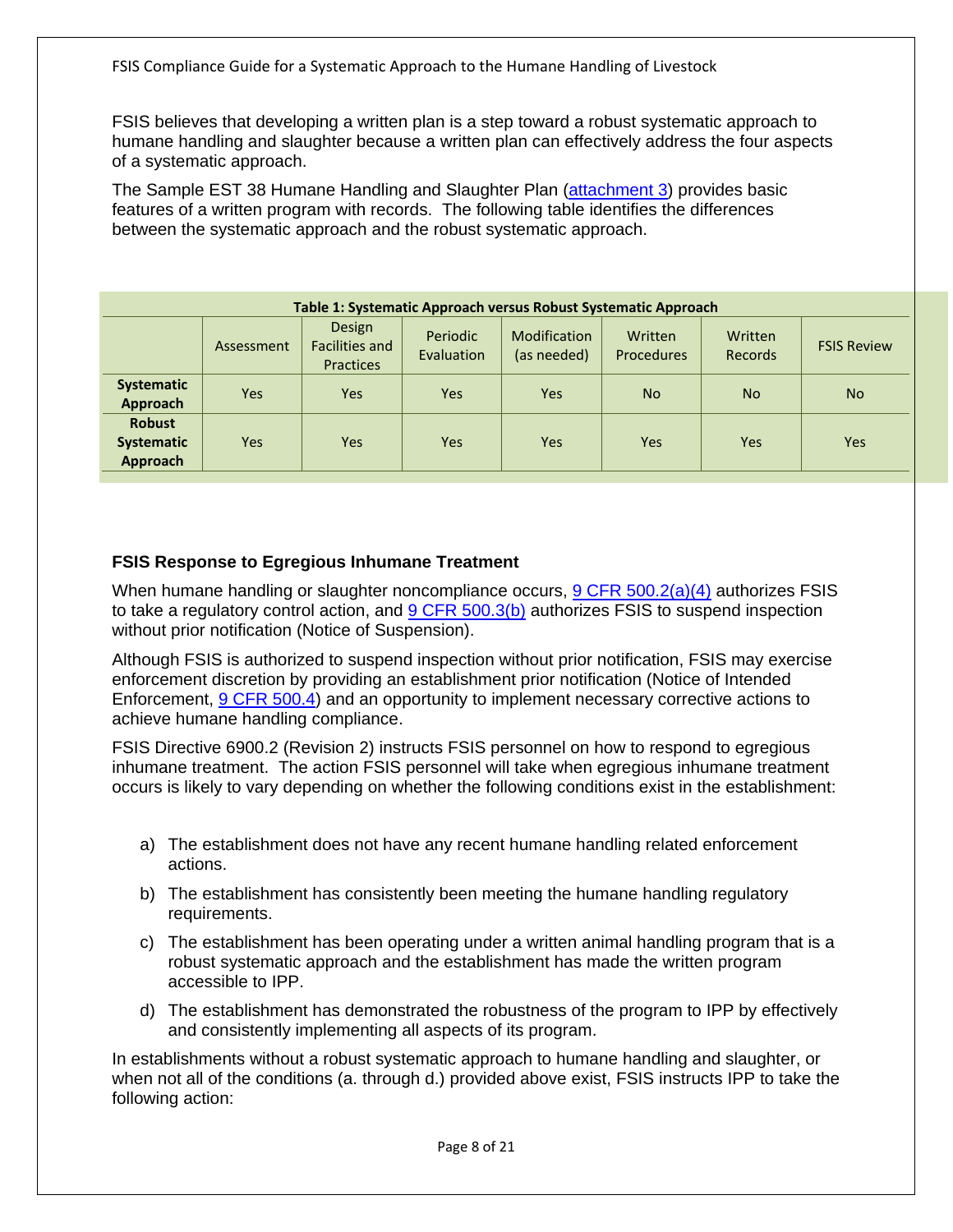FSIS believes that developing a written plan is a step toward a robust systematic approach to humane handling and slaughter because a written plan can effectively address the four aspects of a systematic approach.

The Sample EST 38 Humane Handling and Slaughter Plan (attachment 3) provides basic features of a written program with records. The following table identifies the differences between the systematic approach and the robust systematic approach.

**Table 1: Systematic Approach versus Robust Systematic Approach**

| | Assessment | Design Facilities and Practices | Periodic Evaluation | Modification (as needed) | Written Procedures | Written Records | FSIS Review |
|---|---|---|---|---|---|---|---|
| **Systematic Approach** | Yes | Yes | Yes | Yes | No | No | No |
| **Robust Systematic Approach** | Yes | Yes | Yes | Yes | Yes | Yes | Yes |

### FSIS Response to Egregious Inhumane Treatment

When humane handling or slaughter noncompliance occurs, 9 CFR 500.2(a)(4) authorizes FSIS to take a regulatory control action, and 9 CFR 500.3(b) authorizes FSIS to suspend inspection without prior notification (Notice of Suspension).

Although FSIS is authorized to suspend inspection without prior notification, FSIS may exercise enforcement discretion by providing an establishment prior notification (Notice of Intended Enforcement, 9 CFR 500.4) and an opportunity to implement necessary corrective actions to achieve humane handling compliance.

FSIS Directive 6900.2 (Revision 2) instructs FSIS personnel on how to respond to egregious inhumane treatment. The action FSIS personnel will take when egregious inhumane treatment occurs is likely to vary depending on whether the following conditions exist in the establishment:

a) The establishment does not have any recent humane handling related enforcement actions.

b) The establishment has consistently been meeting the humane handling regulatory requirements.

c) The establishment has been operating under a written animal handling program that is a robust systematic approach and the establishment has made the written program accessible to IPP.

d) The establishment has demonstrated the robustness of the program to IPP by effectively and consistently implementing all aspects of its program.

In establishments without a robust systematic approach to humane handling and slaughter, or when not all of the conditions (a. through d.) provided above exist, FSIS instructs IPP to take the following action: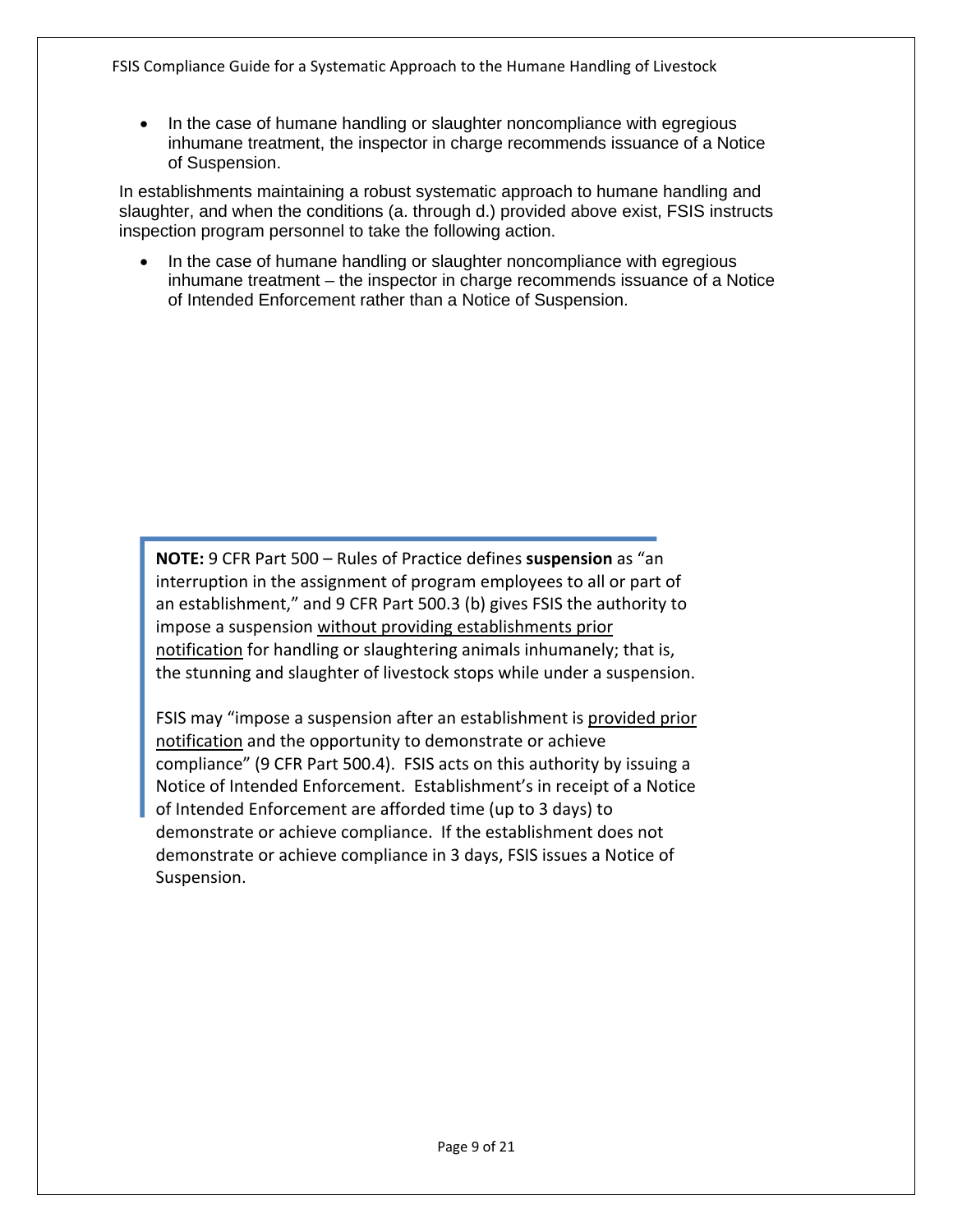- In the case of humane handling or slaughter noncompliance with egregious inhumane treatment, the inspector in charge recommends issuance of a Notice of Suspension.

In establishments maintaining a robust systematic approach to humane handling and slaughter, and when the conditions (a. through d.) provided above exist, FSIS instructs inspection program personnel to take the following action.

- In the case of humane handling or slaughter noncompliance with egregious inhumane treatment – the inspector in charge recommends issuance of a Notice of Intended Enforcement rather than a Notice of Suspension.

> **NOTE:** 9 CFR Part 500 – Rules of Practice defines **suspension** as "an interruption in the assignment of program employees to all or part of an establishment," and 9 CFR Part 500.3 (b) gives FSIS the authority to impose a suspension without providing establishments prior notification for handling or slaughtering animals inhumanely; that is, the stunning and slaughter of livestock stops while under a suspension.
>
> FSIS may "impose a suspension after an establishment is provided prior notification and the opportunity to demonstrate or achieve compliance" (9 CFR Part 500.4). FSIS acts on this authority by issuing a Notice of Intended Enforcement. Establishment's in receipt of a Notice of Intended Enforcement are afforded time (up to 3 days) to demonstrate or achieve compliance. If the establishment does not demonstrate or achieve compliance in 3 days, FSIS issues a Notice of Suspension.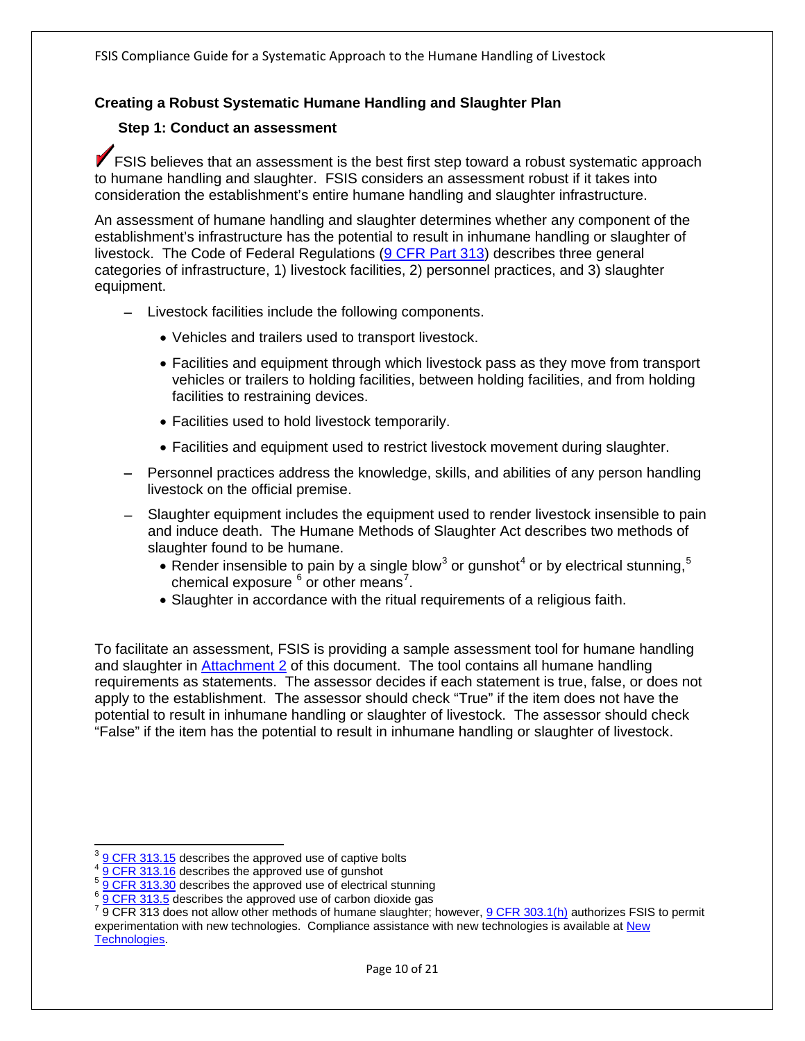## Creating a Robust Systematic Humane Handling and Slaughter Plan

### Step 1: Conduct an assessment

✓ FSIS believes that an assessment is the best first step toward a robust systematic approach to humane handling and slaughter. FSIS considers an assessment robust if it takes into consideration the establishment's entire humane handling and slaughter infrastructure.

An assessment of humane handling and slaughter determines whether any component of the establishment's infrastructure has the potential to result in inhumane handling or slaughter of livestock. The Code of Federal Regulations (9 CFR Part 313) describes three general categories of infrastructure, 1) livestock facilities, 2) personnel practices, and 3) slaughter equipment.

- Livestock facilities include the following components.
  - Vehicles and trailers used to transport livestock.
  - Facilities and equipment through which livestock pass as they move from transport vehicles or trailers to holding facilities, between holding facilities, and from holding facilities to restraining devices.
  - Facilities used to hold livestock temporarily.
  - Facilities and equipment used to restrict livestock movement during slaughter.
- Personnel practices address the knowledge, skills, and abilities of any person handling livestock on the official premise.
- Slaughter equipment includes the equipment used to render livestock insensible to pain and induce death. The Humane Methods of Slaughter Act describes two methods of slaughter found to be humane.
  - Render insensible to pain by a single blow[3] or gunshot[4] or by electrical stunning,[5] chemical exposure [6] or other means[7].
  - Slaughter in accordance with the ritual requirements of a religious faith.

To facilitate an assessment, FSIS is providing a sample assessment tool for humane handling and slaughter in Attachment 2 of this document. The tool contains all humane handling requirements as statements. The assessor decides if each statement is true, false, or does not apply to the establishment. The assessor should check "True" if the item does not have the potential to result in inhumane handling or slaughter of livestock. The assessor should check "False" if the item has the potential to result in inhumane handling or slaughter of livestock.

---

[3] 9 CFR 313.15 describes the approved use of captive bolts

[4] 9 CFR 313.16 describes the approved use of gunshot

[5] 9 CFR 313.30 describes the approved use of electrical stunning

[6] 9 CFR 313.5 describes the approved use of carbon dioxide gas

[7] 9 CFR 313 does not allow other methods of humane slaughter; however, 9 CFR 303.1(h) authorizes FSIS to permit experimentation with new technologies. Compliance assistance with new technologies is available at New Technologies.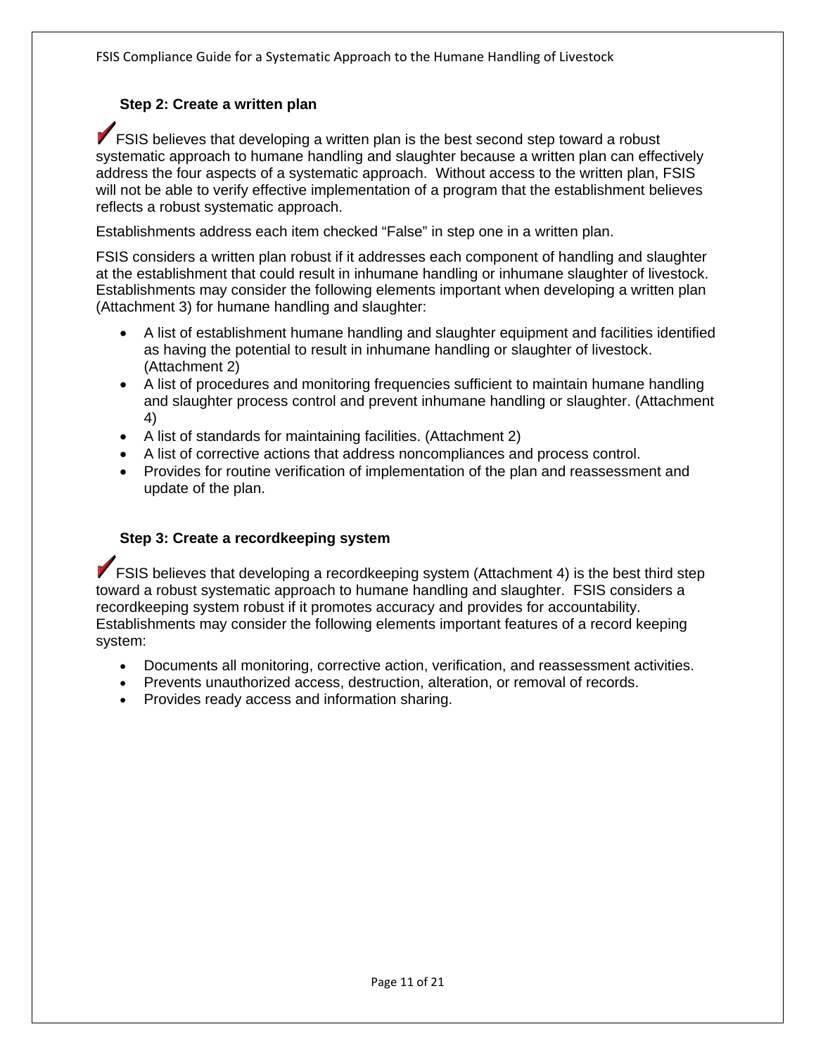### Step 2: Create a written plan

FSIS believes that developing a written plan is the best second step toward a robust systematic approach to humane handling and slaughter because a written plan can effectively address the four aspects of a systematic approach. Without access to the written plan, FSIS will not be able to verify effective implementation of a program that the establishment believes reflects a robust systematic approach.

Establishments address each item checked “False” in step one in a written plan.

FSIS considers a written plan robust if it addresses each component of handling and slaughter at the establishment that could result in inhumane handling or inhumane slaughter of livestock. Establishments may consider the following elements important when developing a written plan (Attachment 3) for humane handling and slaughter:

- A list of establishment humane handling and slaughter equipment and facilities identified as having the potential to result in inhumane handling or slaughter of livestock. (Attachment 2)
- A list of procedures and monitoring frequencies sufficient to maintain humane handling and slaughter process control and prevent inhumane handling or slaughter. (Attachment 4)
- A list of standards for maintaining facilities. (Attachment 2)
- A list of corrective actions that address noncompliances and process control.
- Provides for routine verification of implementation of the plan and reassessment and update of the plan.

### Step 3: Create a recordkeeping system

FSIS believes that developing a recordkeeping system (Attachment 4) is the best third step toward a robust systematic approach to humane handling and slaughter. FSIS considers a recordkeeping system robust if it promotes accuracy and provides for accountability. Establishments may consider the following elements important features of a record keeping system:

- Documents all monitoring, corrective action, verification, and reassessment activities.
- Prevents unauthorized access, destruction, alteration, or removal of records.
- Provides ready access and information sharing.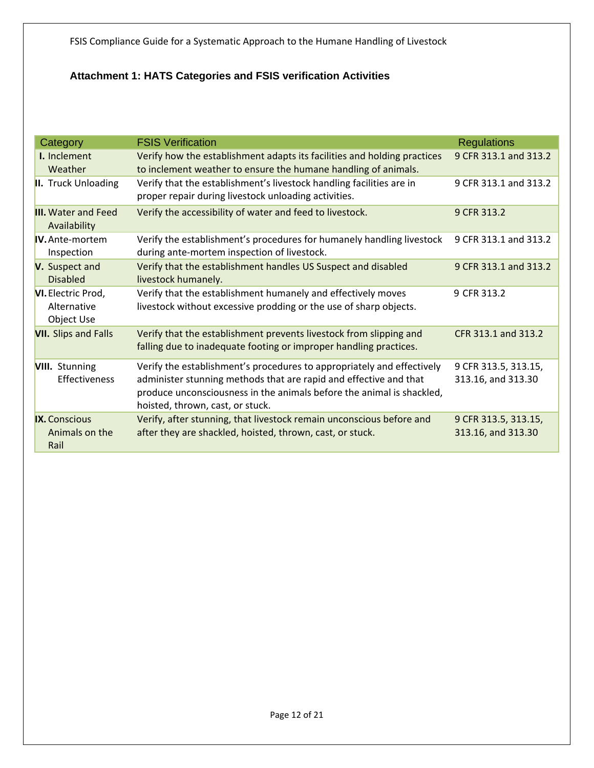### Attachment 1: HATS Categories and FSIS verification Activities

| Category | FSIS Verification | Regulations |
|---|---|---|
| **I.** Inclement Weather | Verify how the establishment adapts its facilities and holding practices to inclement weather to ensure the humane handling of animals. | 9 CFR 313.1 and 313.2 |
| **II.** Truck Unloading | Verify that the establishment's livestock handling facilities are in proper repair during livestock unloading activities. | 9 CFR 313.1 and 313.2 |
| **III.** Water and Feed Availability | Verify the accessibility of water and feed to livestock. | 9 CFR 313.2 |
| **IV.** Ante-mortem Inspection | Verify the establishment's procedures for humanely handling livestock during ante-mortem inspection of livestock. | 9 CFR 313.1 and 313.2 |
| **V.** Suspect and Disabled | Verify that the establishment handles US Suspect and disabled livestock humanely. | 9 CFR 313.1 and 313.2 |
| **VI.** Electric Prod, Alternative Object Use | Verify that the establishment humanely and effectively moves livestock without excessive prodding or the use of sharp objects. | 9 CFR 313.2 |
| **VII.** Slips and Falls | Verify that the establishment prevents livestock from slipping and falling due to inadequate footing or improper handling practices. | CFR 313.1 and 313.2 |
| **VIII.** Stunning Effectiveness | Verify the establishment's procedures to appropriately and effectively administer stunning methods that are rapid and effective and that produce unconsciousness in the animals before the animal is shackled, hoisted, thrown, cast, or stuck. | 9 CFR 313.5, 313.15, 313.16, and 313.30 |
| **IX.** Conscious Animals on the Rail | Verify, after stunning, that livestock remain unconscious before and after they are shackled, hoisted, thrown, cast, or stuck. | 9 CFR 313.5, 313.15, 313.16, and 313.30 |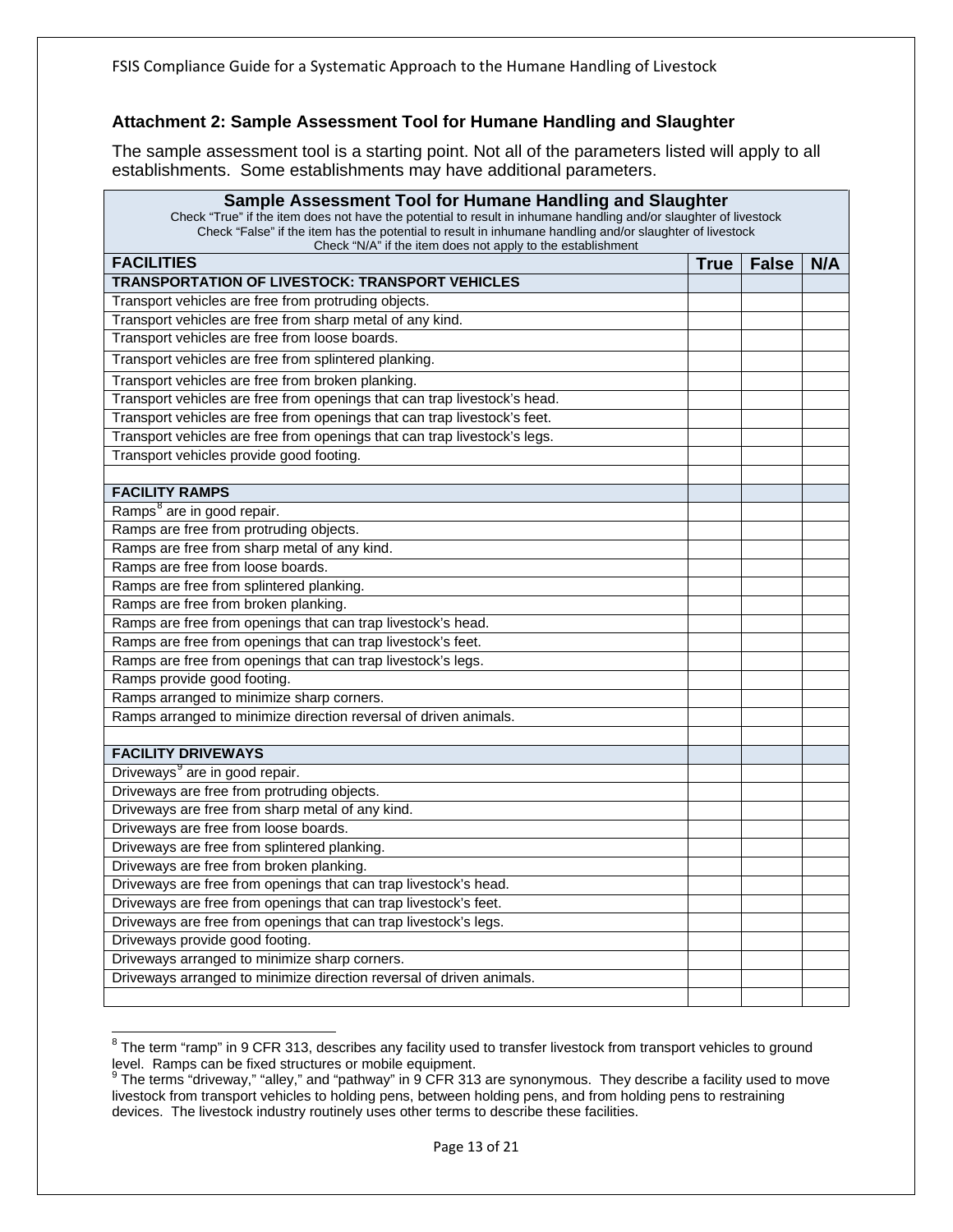### Attachment 2: Sample Assessment Tool for Humane Handling and Slaughter

The sample assessment tool is a starting point. Not all of the parameters listed will apply to all establishments. Some establishments may have additional parameters.

**Sample Assessment Tool for Humane Handling and Slaughter**

Check "True" if the item does not have the potential to result in inhumane handling and/or slaughter of livestock
Check "False" if the item has the potential to result in inhumane handling and/or slaughter of livestock
Check "N/A" if the item does not apply to the establishment

| FACILITIES | True | False | N/A |
|---|---|---|---|
| **TRANSPORTATION OF LIVESTOCK: TRANSPORT VEHICLES** | | | |
| Transport vehicles are free from protruding objects. | | | |
| Transport vehicles are free from sharp metal of any kind. | | | |
| Transport vehicles are free from loose boards. | | | |
| Transport vehicles are free from splintered planking. | | | |
| Transport vehicles are free from broken planking. | | | |
| Transport vehicles are free from openings that can trap livestock's head. | | | |
| Transport vehicles are free from openings that can trap livestock's feet. | | | |
| Transport vehicles are free from openings that can trap livestock's legs. | | | |
| Transport vehicles provide good footing. | | | |
| | | | |
| **FACILITY RAMPS** | | | |
| Ramps[8] are in good repair. | | | |
| Ramps are free from protruding objects. | | | |
| Ramps are free from sharp metal of any kind. | | | |
| Ramps are free from loose boards. | | | |
| Ramps are free from splintered planking. | | | |
| Ramps are free from broken planking. | | | |
| Ramps are free from openings that can trap livestock's head. | | | |
| Ramps are free from openings that can trap livestock's feet. | | | |
| Ramps are free from openings that can trap livestock's legs. | | | |
| Ramps provide good footing. | | | |
| Ramps arranged to minimize sharp corners. | | | |
| Ramps arranged to minimize direction reversal of driven animals. | | | |
| | | | |
| **FACILITY DRIVEWAYS** | | | |
| Driveways[9] are in good repair. | | | |
| Driveways are free from protruding objects. | | | |
| Driveways are free from sharp metal of any kind. | | | |
| Driveways are free from loose boards. | | | |
| Driveways are free from splintered planking. | | | |
| Driveways are free from broken planking. | | | |
| Driveways are free from openings that can trap livestock's head. | | | |
| Driveways are free from openings that can trap livestock's feet. | | | |
| Driveways are free from openings that can trap livestock's legs. | | | |
| Driveways provide good footing. | | | |
| Driveways arranged to minimize sharp corners. | | | |
| Driveways arranged to minimize direction reversal of driven animals. | | | |
| | | | |

[8] The term "ramp" in 9 CFR 313, describes any facility used to transfer livestock from transport vehicles to ground level. Ramps can be fixed structures or mobile equipment.

[9] The terms "driveway," "alley," and "pathway" in 9 CFR 313 are synonymous. They describe a facility used to move livestock from transport vehicles to holding pens, between holding pens, and from holding pens to restraining devices. The livestock industry routinely uses other terms to describe these facilities.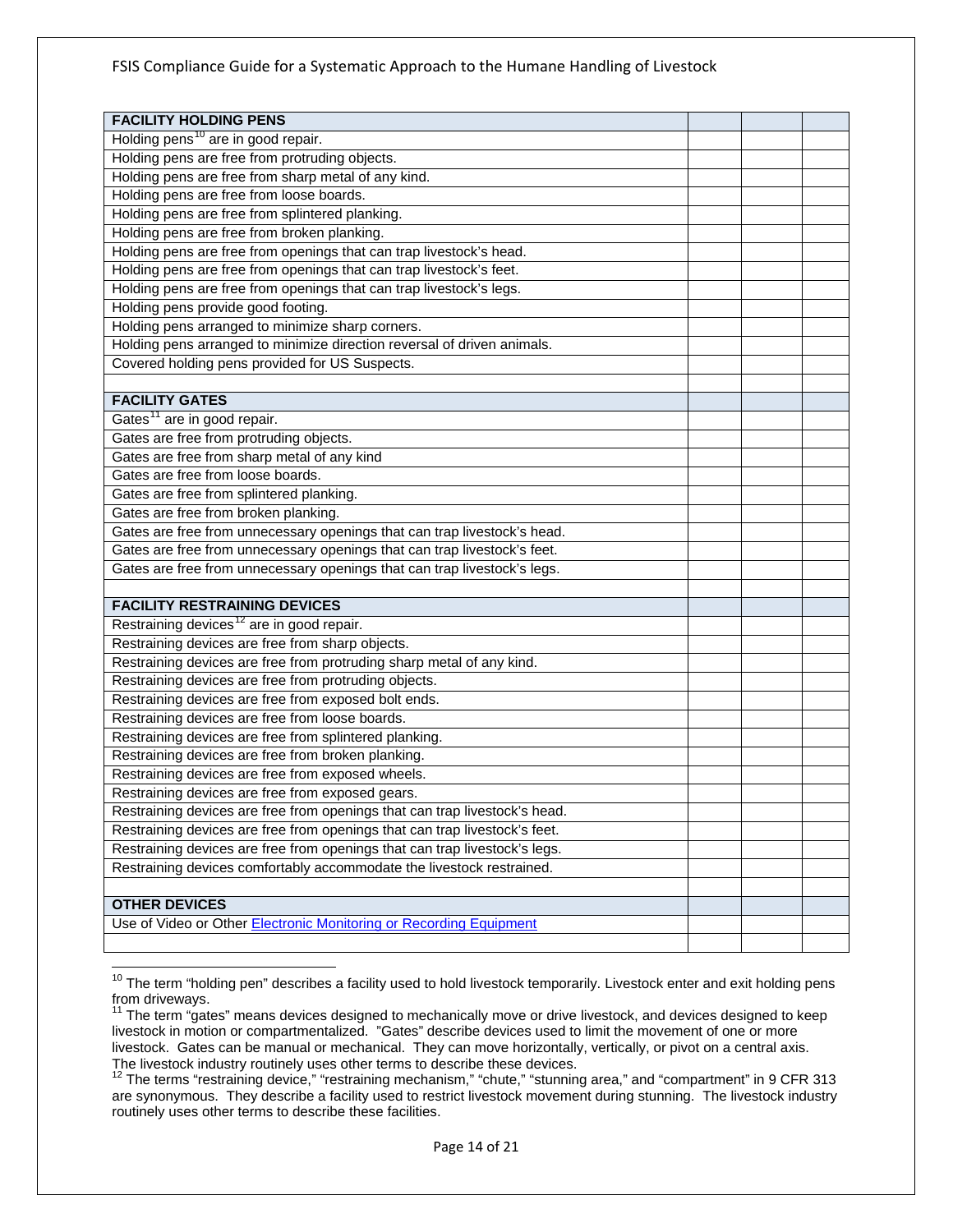| FACILITY HOLDING PENS | | | |
|---|---|---|---|
| Holding pens[10] are in good repair. | | | |
| Holding pens are free from protruding objects. | | | |
| Holding pens are free from sharp metal of any kind. | | | |
| Holding pens are free from loose boards. | | | |
| Holding pens are free from splintered planking. | | | |
| Holding pens are free from broken planking. | | | |
| Holding pens are free from openings that can trap livestock's head. | | | |
| Holding pens are free from openings that can trap livestock's feet. | | | |
| Holding pens are free from openings that can trap livestock's legs. | | | |
| Holding pens provide good footing. | | | |
| Holding pens arranged to minimize sharp corners. | | | |
| Holding pens arranged to minimize direction reversal of driven animals. | | | |
| Covered holding pens provided for US Suspects. | | | |
| | | | |
| **FACILITY GATES** | | | |
| Gates[11] are in good repair. | | | |
| Gates are free from protruding objects. | | | |
| Gates are free from sharp metal of any kind | | | |
| Gates are free from loose boards. | | | |
| Gates are free from splintered planking. | | | |
| Gates are free from broken planking. | | | |
| Gates are free from unnecessary openings that can trap livestock's head. | | | |
| Gates are free from unnecessary openings that can trap livestock's feet. | | | |
| Gates are free from unnecessary openings that can trap livestock's legs. | | | |
| | | | |
| **FACILITY RESTRAINING DEVICES** | | | |
| Restraining devices[12] are in good repair. | | | |
| Restraining devices are free from sharp objects. | | | |
| Restraining devices are free from protruding sharp metal of any kind. | | | |
| Restraining devices are free from protruding objects. | | | |
| Restraining devices are free from exposed bolt ends. | | | |
| Restraining devices are free from loose boards. | | | |
| Restraining devices are free from splintered planking. | | | |
| Restraining devices are free from broken planking. | | | |
| Restraining devices are free from exposed wheels. | | | |
| Restraining devices are free from exposed gears. | | | |
| Restraining devices are free from openings that can trap livestock's head. | | | |
| Restraining devices are free from openings that can trap livestock's feet. | | | |
| Restraining devices are free from openings that can trap livestock's legs. | | | |
| Restraining devices comfortably accommodate the livestock restrained. | | | |
| | | | |
| **OTHER DEVICES** | | | |
| Use of Video or Other Electronic Monitoring or Recording Equipment | | | |
| | | | |

[10] The term "holding pen" describes a facility used to hold livestock temporarily. Livestock enter and exit holding pens from driveways.

[11] The term "gates" means devices designed to mechanically move or drive livestock, and devices designed to keep livestock in motion or compartmentalized. "Gates" describe devices used to limit the movement of one or more livestock. Gates can be manual or mechanical. They can move horizontally, vertically, or pivot on a central axis. The livestock industry routinely uses other terms to describe these devices.

[12] The terms "restraining device," "restraining mechanism," "chute," "stunning area," and "compartment" in 9 CFR 313 are synonymous. They describe a facility used to restrict livestock movement during stunning. The livestock industry routinely uses other terms to describe these facilities.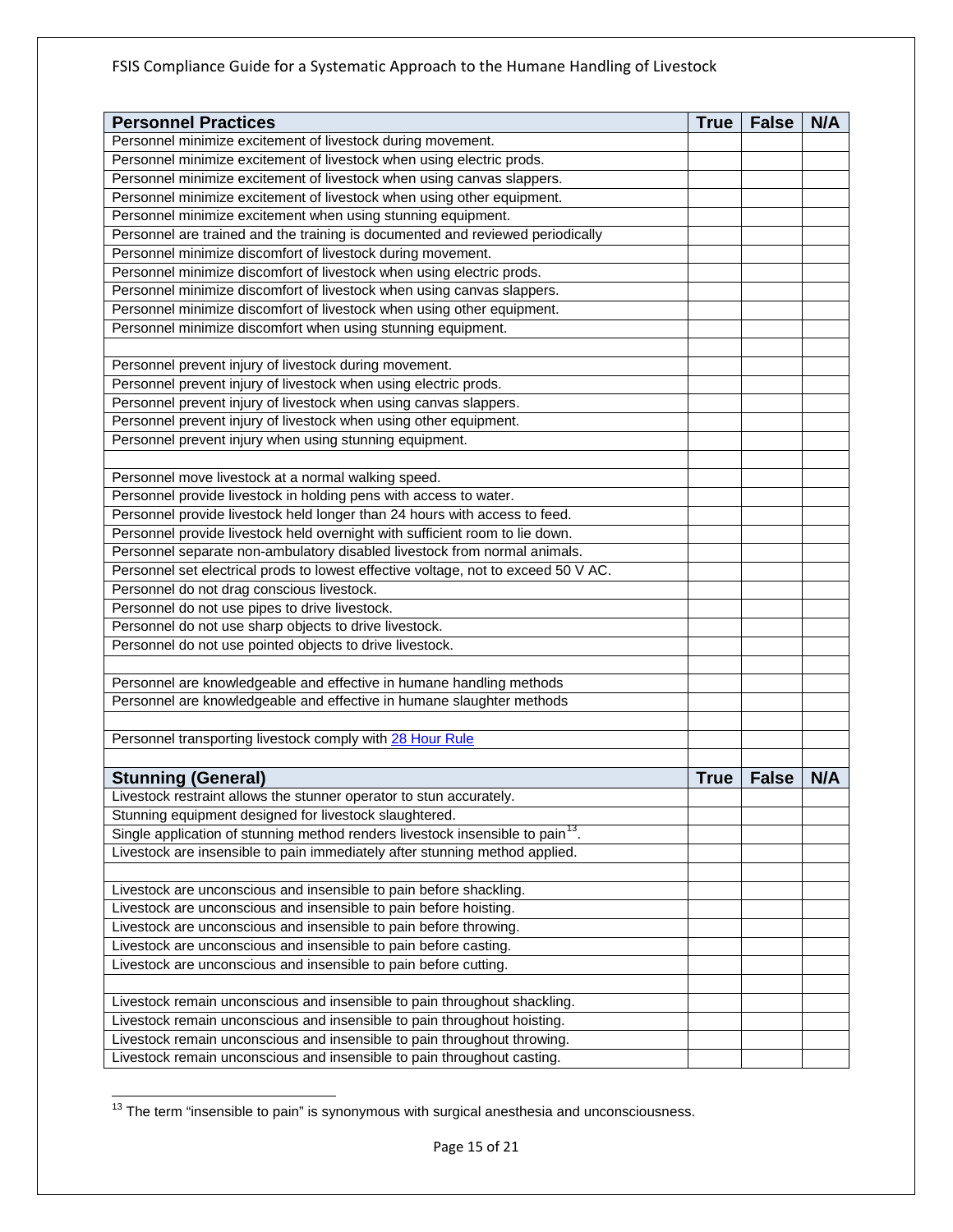| Personnel Practices | True | False | N/A |
|---|---|---|---|
| Personnel minimize excitement of livestock during movement. | | | |
| Personnel minimize excitement of livestock when using electric prods. | | | |
| Personnel minimize excitement of livestock when using canvas slappers. | | | |
| Personnel minimize excitement of livestock when using other equipment. | | | |
| Personnel minimize excitement when using stunning equipment. | | | |
| Personnel are trained and the training is documented and reviewed periodically | | | |
| Personnel minimize discomfort of livestock during movement. | | | |
| Personnel minimize discomfort of livestock when using electric prods. | | | |
| Personnel minimize discomfort of livestock when using canvas slappers. | | | |
| Personnel minimize discomfort of livestock when using other equipment. | | | |
| Personnel minimize discomfort when using stunning equipment. | | | |
| | | | |
| Personnel prevent injury of livestock during movement. | | | |
| Personnel prevent injury of livestock when using electric prods. | | | |
| Personnel prevent injury of livestock when using canvas slappers. | | | |
| Personnel prevent injury of livestock when using other equipment. | | | |
| Personnel prevent injury when using stunning equipment. | | | |
| | | | |
| Personnel move livestock at a normal walking speed. | | | |
| Personnel provide livestock in holding pens with access to water. | | | |
| Personnel provide livestock held longer than 24 hours with access to feed. | | | |
| Personnel provide livestock held overnight with sufficient room to lie down. | | | |
| Personnel separate non-ambulatory disabled livestock from normal animals. | | | |
| Personnel set electrical prods to lowest effective voltage, not to exceed 50 V AC. | | | |
| Personnel do not drag conscious livestock. | | | |
| Personnel do not use pipes to drive livestock. | | | |
| Personnel do not use sharp objects to drive livestock. | | | |
| Personnel do not use pointed objects to drive livestock. | | | |
| | | | |
| Personnel are knowledgeable and effective in humane handling methods | | | |
| Personnel are knowledgeable and effective in humane slaughter methods | | | |
| | | | |
| Personnel transporting livestock comply with 28 Hour Rule | | | |

| Stunning (General) | True | False | N/A |
|---|---|---|---|
| Livestock restraint allows the stunner operator to stun accurately. | | | |
| Stunning equipment designed for livestock slaughtered. | | | |
| Single application of stunning method renders livestock insensible to pain[13]. | | | |
| Livestock are insensible to pain immediately after stunning method applied. | | | |
| | | | |
| Livestock are unconscious and insensible to pain before shackling. | | | |
| Livestock are unconscious and insensible to pain before hoisting. | | | |
| Livestock are unconscious and insensible to pain before throwing. | | | |
| Livestock are unconscious and insensible to pain before casting. | | | |
| Livestock are unconscious and insensible to pain before cutting. | | | |
| | | | |
| Livestock remain unconscious and insensible to pain throughout shackling. | | | |
| Livestock remain unconscious and insensible to pain throughout hoisting. | | | |
| Livestock remain unconscious and insensible to pain throughout throwing. | | | |
| Livestock remain unconscious and insensible to pain throughout casting. | | | |

[13] The term "insensible to pain" is synonymous with surgical anesthesia and unconsciousness.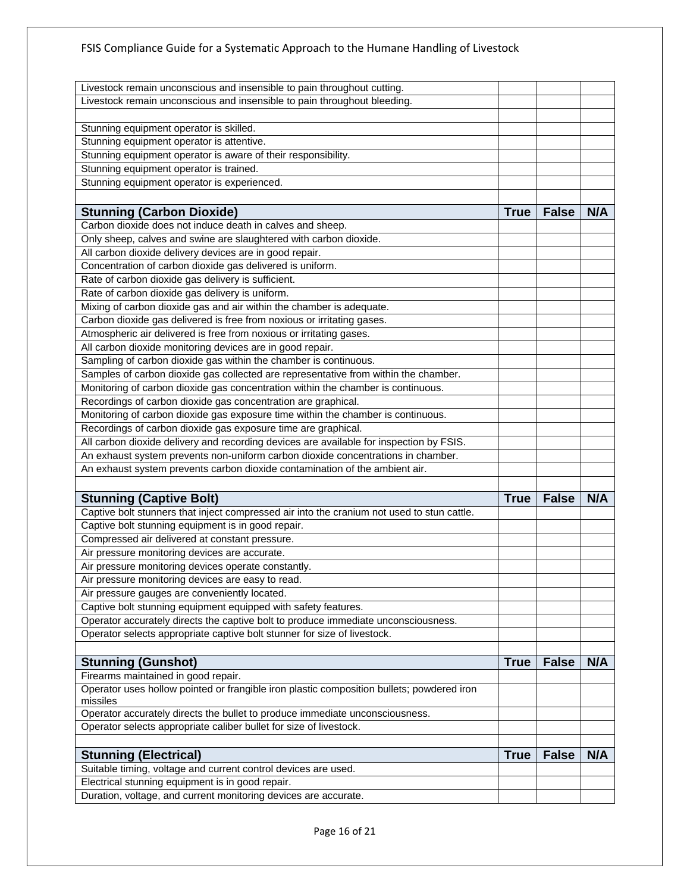| | | | |
|---|---|---|---|
| Livestock remain unconscious and insensible to pain throughout cutting. | | | |
| Livestock remain unconscious and insensible to pain throughout bleeding. | | | |
| | | | |
| Stunning equipment operator is skilled. | | | |
| Stunning equipment operator is attentive. | | | |
| Stunning equipment operator is aware of their responsibility. | | | |
| Stunning equipment operator is trained. | | | |
| Stunning equipment operator is experienced. | | | |

| **Stunning (Carbon Dioxide)** | **True** | **False** | **N/A** |
|---|---|---|---|
| Carbon dioxide does not induce death in calves and sheep. | | | |
| Only sheep, calves and swine are slaughtered with carbon dioxide. | | | |
| All carbon dioxide delivery devices are in good repair. | | | |
| Concentration of carbon dioxide gas delivered is uniform. | | | |
| Rate of carbon dioxide gas delivery is sufficient. | | | |
| Rate of carbon dioxide gas delivery is uniform. | | | |
| Mixing of carbon dioxide gas and air within the chamber is adequate. | | | |
| Carbon dioxide gas delivered is free from noxious or irritating gases. | | | |
| Atmospheric air delivered is free from noxious or irritating gases. | | | |
| All carbon dioxide monitoring devices are in good repair. | | | |
| Sampling of carbon dioxide gas within the chamber is continuous. | | | |
| Samples of carbon dioxide gas collected are representative from within the chamber. | | | |
| Monitoring of carbon dioxide gas concentration within the chamber is continuous. | | | |
| Recordings of carbon dioxide gas concentration are graphical. | | | |
| Monitoring of carbon dioxide gas exposure time within the chamber is continuous. | | | |
| Recordings of carbon dioxide gas exposure time are graphical. | | | |
| All carbon dioxide delivery and recording devices are available for inspection by FSIS. | | | |
| An exhaust system prevents non-uniform carbon dioxide concentrations in chamber. | | | |
| An exhaust system prevents carbon dioxide contamination of the ambient air. | | | |

| **Stunning (Captive Bolt)** | **True** | **False** | **N/A** |
|---|---|---|---|
| Captive bolt stunners that inject compressed air into the cranium not used to stun cattle. | | | |
| Captive bolt stunning equipment is in good repair. | | | |
| Compressed air delivered at constant pressure. | | | |
| Air pressure monitoring devices are accurate. | | | |
| Air pressure monitoring devices operate constantly. | | | |
| Air pressure monitoring devices are easy to read. | | | |
| Air pressure gauges are conveniently located. | | | |
| Captive bolt stunning equipment equipped with safety features. | | | |
| Operator accurately directs the captive bolt to produce immediate unconsciousness. | | | |
| Operator selects appropriate captive bolt stunner for size of livestock. | | | |

| **Stunning (Gunshot)** | **True** | **False** | **N/A** |
|---|---|---|---|
| Firearms maintained in good repair. | | | |
| Operator uses hollow pointed or frangible iron plastic composition bullets; powdered iron missiles | | | |
| Operator accurately directs the bullet to produce immediate unconsciousness. | | | |
| Operator selects appropriate caliber bullet for size of livestock. | | | |

| **Stunning (Electrical)** | **True** | **False** | **N/A** |
|---|---|---|---|
| Suitable timing, voltage and current control devices are used. | | | |
| Electrical stunning equipment is in good repair. | | | |
| Duration, voltage, and current monitoring devices are accurate. | | | |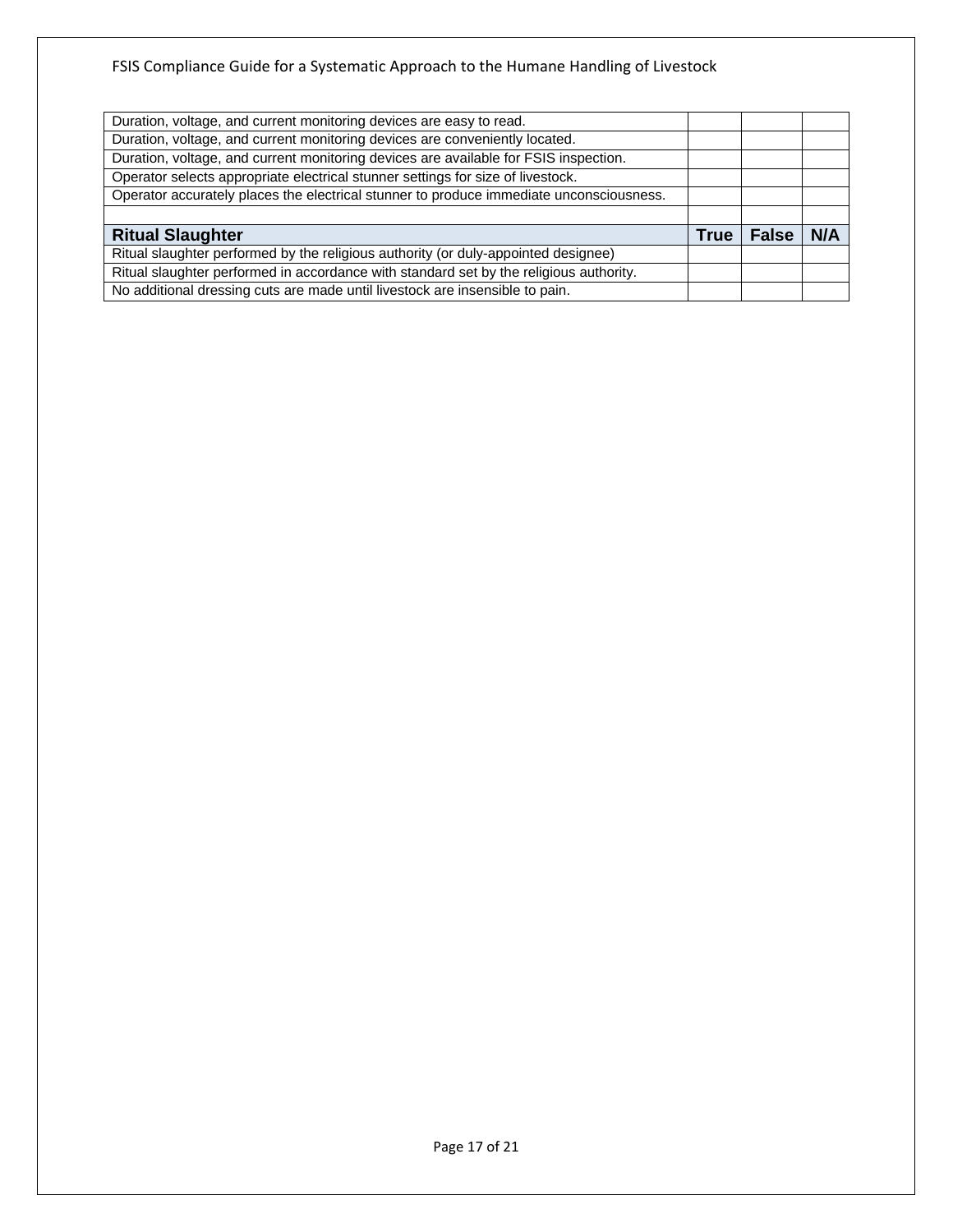| | | | |
|---|---|---|---|
| Duration, voltage, and current monitoring devices are easy to read. | | | |
| Duration, voltage, and current monitoring devices are conveniently located. | | | |
| Duration, voltage, and current monitoring devices are available for FSIS inspection. | | | |
| Operator selects appropriate electrical stunner settings for size of livestock. | | | |
| Operator accurately places the electrical stunner to produce immediate unconsciousness. | | | |
| | | | |
| **Ritual Slaughter** | **True** | **False** | **N/A** |
| Ritual slaughter performed by the religious authority (or duly-appointed designee) | | | |
| Ritual slaughter performed in accordance with standard set by the religious authority. | | | |
| No additional dressing cuts are made until livestock are insensible to pain. | | | |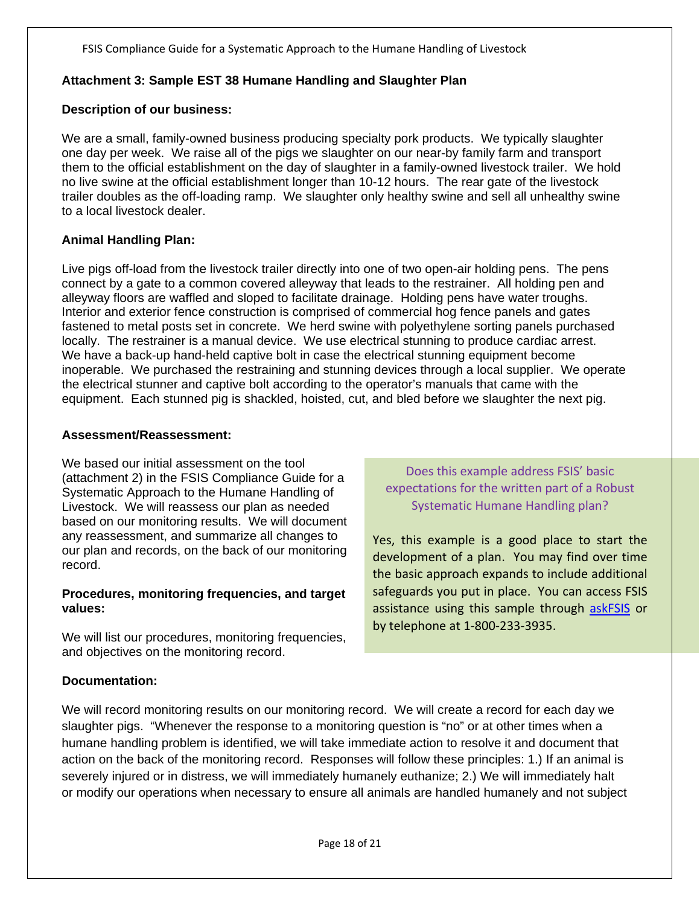## Attachment 3: Sample EST 38 Humane Handling and Slaughter Plan

**Description of our business:**

We are a small, family-owned business producing specialty pork products. We typically slaughter one day per week. We raise all of the pigs we slaughter on our near-by family farm and transport them to the official establishment on the day of slaughter in a family-owned livestock trailer. We hold no live swine at the official establishment longer than 10-12 hours. The rear gate of the livestock trailer doubles as the off-loading ramp. We slaughter only healthy swine and sell all unhealthy swine to a local livestock dealer.

**Animal Handling Plan:**

Live pigs off-load from the livestock trailer directly into one of two open-air holding pens. The pens connect by a gate to a common covered alleyway that leads to the restrainer. All holding pen and alleyway floors are waffled and sloped to facilitate drainage. Holding pens have water troughs. Interior and exterior fence construction is comprised of commercial hog fence panels and gates fastened to metal posts set in concrete. We herd swine with polyethylene sorting panels purchased locally. The restrainer is a manual device. We use electrical stunning to produce cardiac arrest. We have a back-up hand-held captive bolt in case the electrical stunning equipment become inoperable. We purchased the restraining and stunning devices through a local supplier. We operate the electrical stunner and captive bolt according to the operator's manuals that came with the equipment. Each stunned pig is shackled, hoisted, cut, and bled before we slaughter the next pig.

**Assessment/Reassessment:**

We based our initial assessment on the tool (attachment 2) in the FSIS Compliance Guide for a Systematic Approach to the Humane Handling of Livestock. We will reassess our plan as needed based on our monitoring results. We will document any reassessment, and summarize all changes to our plan and records, on the back of our monitoring record.

**Procedures, monitoring frequencies, and target values:**

We will list our procedures, monitoring frequencies, and objectives on the monitoring record.

> Does this example address FSIS' basic expectations for the written part of a Robust Systematic Humane Handling plan?
>
> Yes, this example is a good place to start the development of a plan. You may find over time the basic approach expands to include additional safeguards you put in place. You can access FSIS assistance using this sample through askFSIS or by telephone at 1-800-233-3935.

**Documentation:**

We will record monitoring results on our monitoring record. We will create a record for each day we slaughter pigs. "Whenever the response to a monitoring question is "no" or at other times when a humane handling problem is identified, we will take immediate action to resolve it and document that action on the back of the monitoring record. Responses will follow these principles: 1.) If an animal is severely injured or in distress, we will immediately humanely euthanize; 2.) We will immediately halt or modify our operations when necessary to ensure all animals are handled humanely and not subject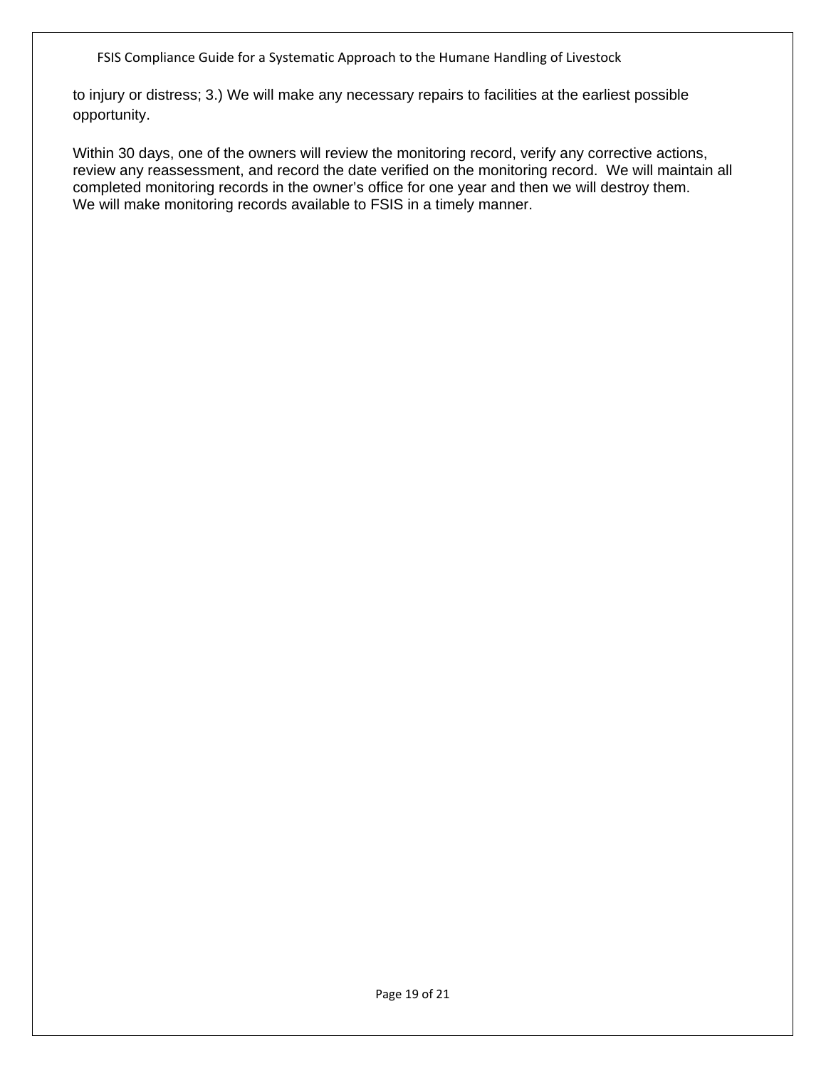to injury or distress; 3.) We will make any necessary repairs to facilities at the earliest possible opportunity.

Within 30 days, one of the owners will review the monitoring record, verify any corrective actions, review any reassessment, and record the date verified on the monitoring record. We will maintain all completed monitoring records in the owner's office for one year and then we will destroy them. We will make monitoring records available to FSIS in a timely manner.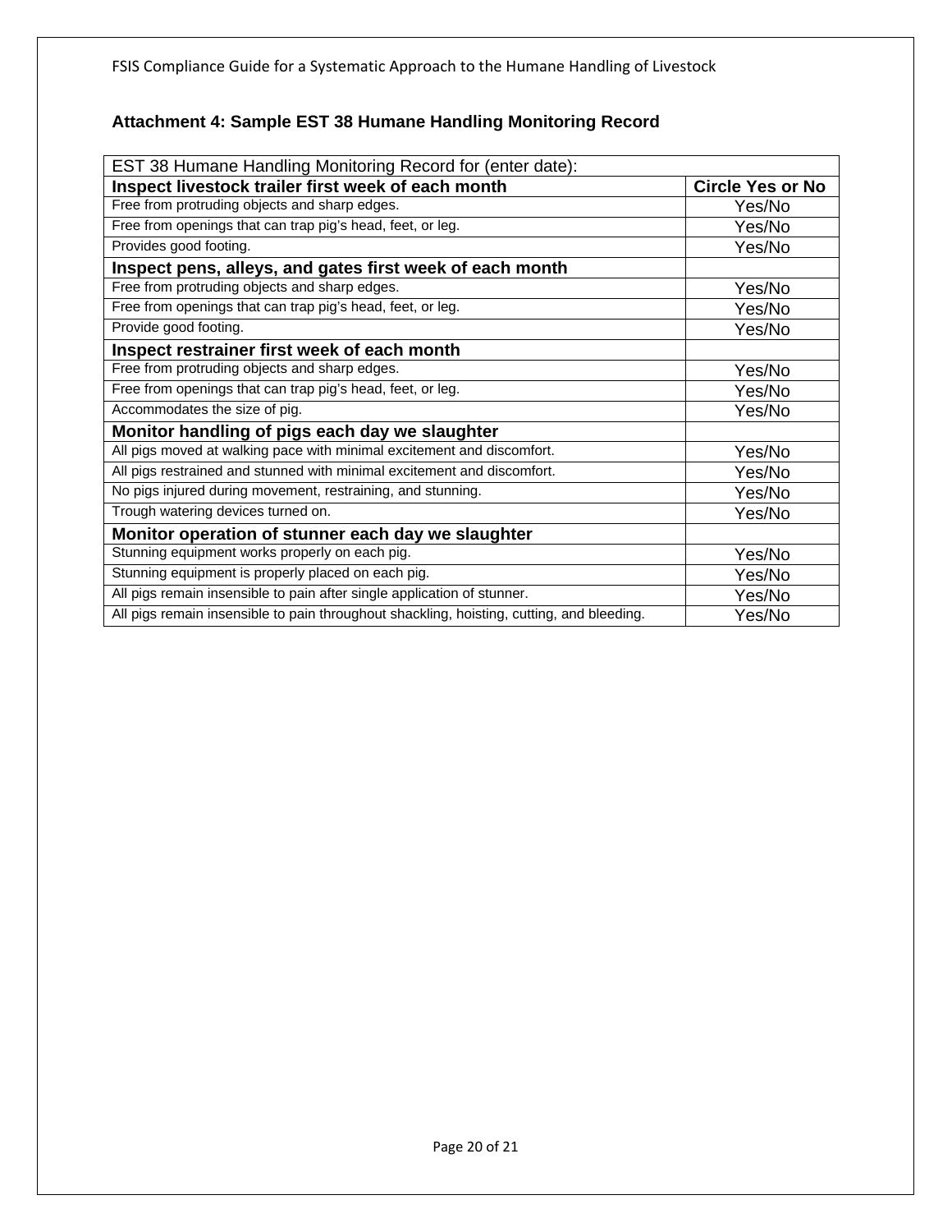## Attachment 4: Sample EST 38 Humane Handling Monitoring Record

| EST 38 Humane Handling Monitoring Record for (enter date): | |
|---|---|
| **Inspect livestock trailer first week of each month** | **Circle Yes or No** |
| Free from protruding objects and sharp edges. | Yes/No |
| Free from openings that can trap pig's head, feet, or leg. | Yes/No |
| Provides good footing. | Yes/No |
| **Inspect pens, alleys, and gates first week of each month** | |
| Free from protruding objects and sharp edges. | Yes/No |
| Free from openings that can trap pig's head, feet, or leg. | Yes/No |
| Provide good footing. | Yes/No |
| **Inspect restrainer first week of each month** | |
| Free from protruding objects and sharp edges. | Yes/No |
| Free from openings that can trap pig's head, feet, or leg. | Yes/No |
| Accommodates the size of pig. | Yes/No |
| **Monitor handling of pigs each day we slaughter** | |
| All pigs moved at walking pace with minimal excitement and discomfort. | Yes/No |
| All pigs restrained and stunned with minimal excitement and discomfort. | Yes/No |
| No pigs injured during movement, restraining, and stunning. | Yes/No |
| Trough watering devices turned on. | Yes/No |
| **Monitor operation of stunner each day we slaughter** | |
| Stunning equipment works properly on each pig. | Yes/No |
| Stunning equipment is properly placed on each pig. | Yes/No |
| All pigs remain insensible to pain after single application of stunner. | Yes/No |
| All pigs remain insensible to pain throughout shackling, hoisting, cutting, and bleeding. | Yes/No |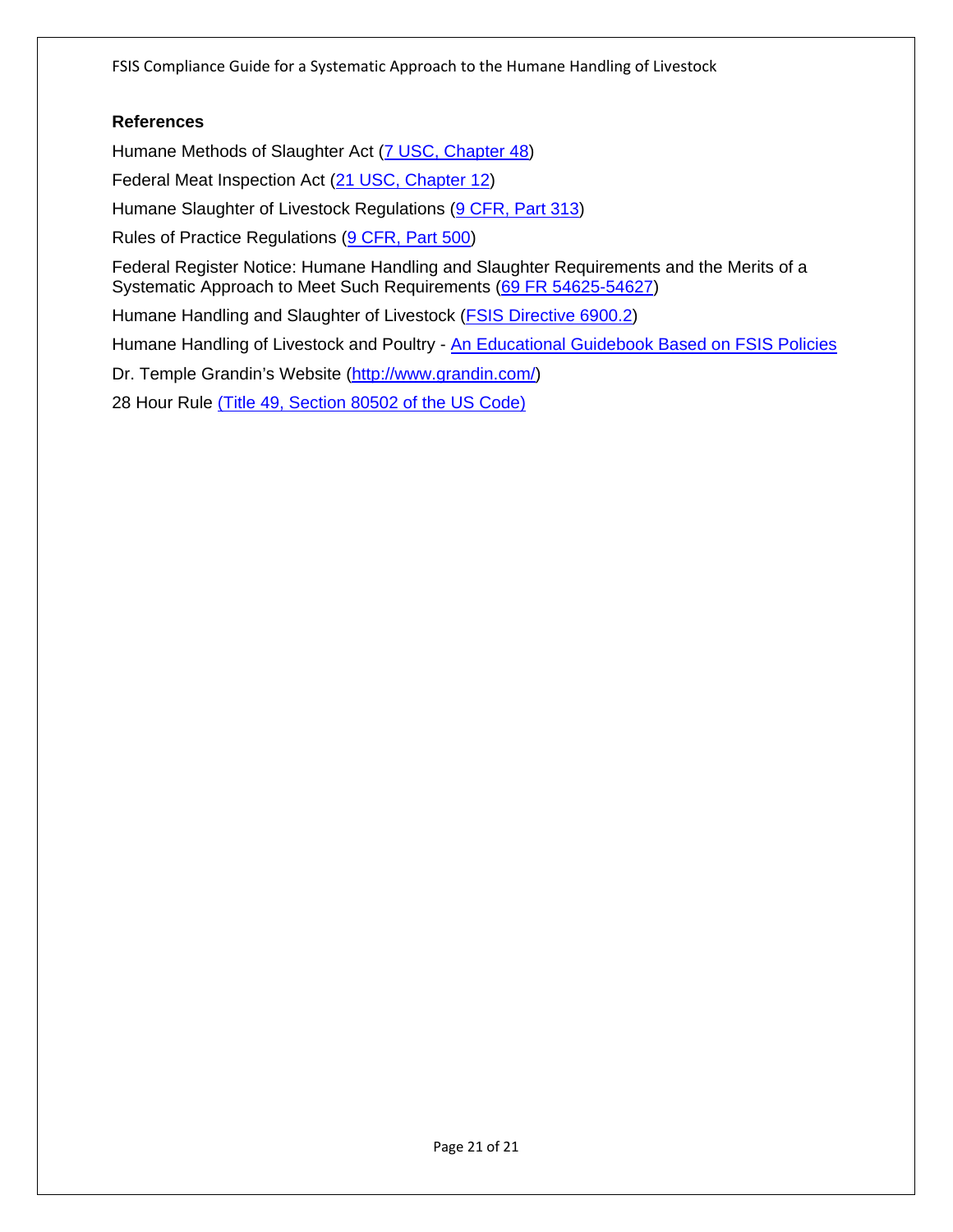## References

Humane Methods of Slaughter Act (7 USC, Chapter 48)

Federal Meat Inspection Act (21 USC, Chapter 12)

Humane Slaughter of Livestock Regulations (9 CFR, Part 313)

Rules of Practice Regulations (9 CFR, Part 500)

Federal Register Notice: Humane Handling and Slaughter Requirements and the Merits of a Systematic Approach to Meet Such Requirements (69 FR 54625-54627)

Humane Handling and Slaughter of Livestock (FSIS Directive 6900.2)

Humane Handling of Livestock and Poultry - An Educational Guidebook Based on FSIS Policies

Dr. Temple Grandin's Website (http://www.grandin.com/)

28 Hour Rule (Title 49, Section 80502 of the US Code)